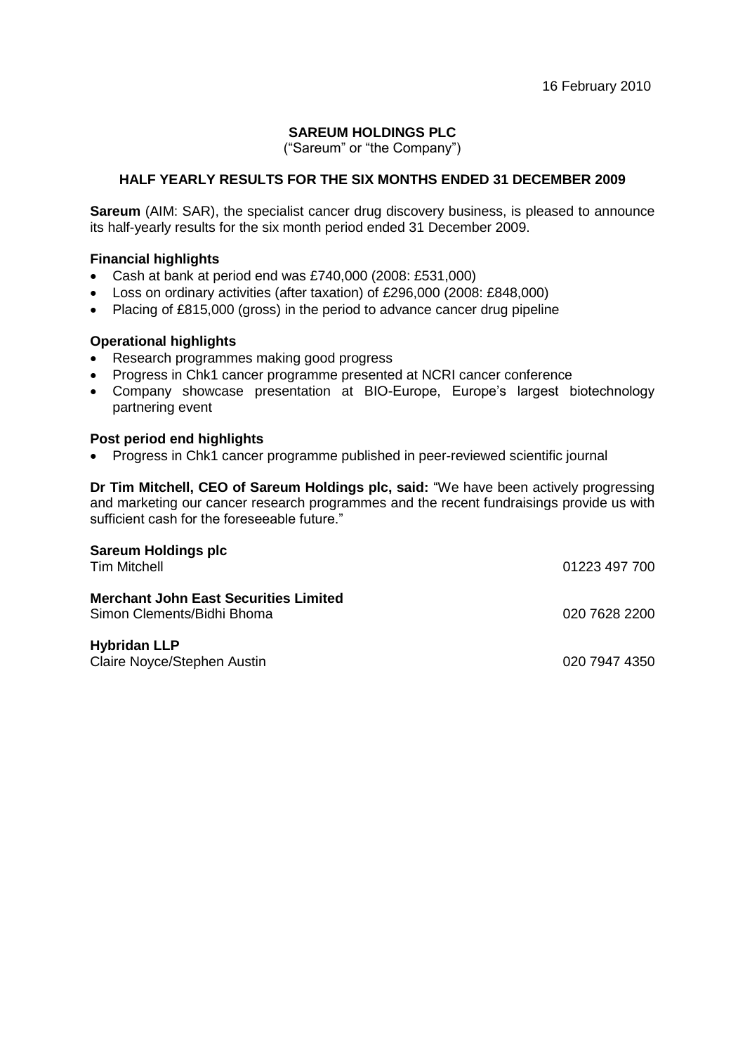16 February 2010

# SAREUM HOLDINGS PLC

("Sareum" or "the Company")

## HALF YEARLY RESULTS FOR THE SIX MONTHS ENDED 31 DECEMBER 2009

**Sareum** (AIM: SAR), the specialist cancer drug discovery business, is pleased to announce its half-yearly results for the six month period ended 31 December 2009.

### Financial highlights

- Cash at bank at period end was £740,000 (2008: £531,000)
- Loss on ordinary activities (after taxation) of £296,000 (2008: £848,000)
- Placing of £815,000 (gross) in the period to advance cancer drug pipeline

### Operational highlights

- Research programmes making good progress
- Progress in Chk1 cancer programme presented at NCRI cancer conference
- Company showcase presentation at BIO-Europe, Europe's largest biotechnology partnering event

### Post period end highlights

- Progress in Chk1 cancer programme published in peer-reviewed scientific journal

**Dr Tim Mitchell, CEO of Sareum Holdings plc, said:** "We have been actively progressing and marketing our cancer research programmes and the recent fundraisings provide us with sufficient cash for the foreseeable future."

**Sareum Holdings plc**
Tim Mitchell — 01223 497 700

**Merchant John East Securities Limited**
Simon Clements/Bidhi Bhoma — 020 7628 2200

**Hybridan LLP**
Claire Noyce/Stephen Austin — 020 7947 4350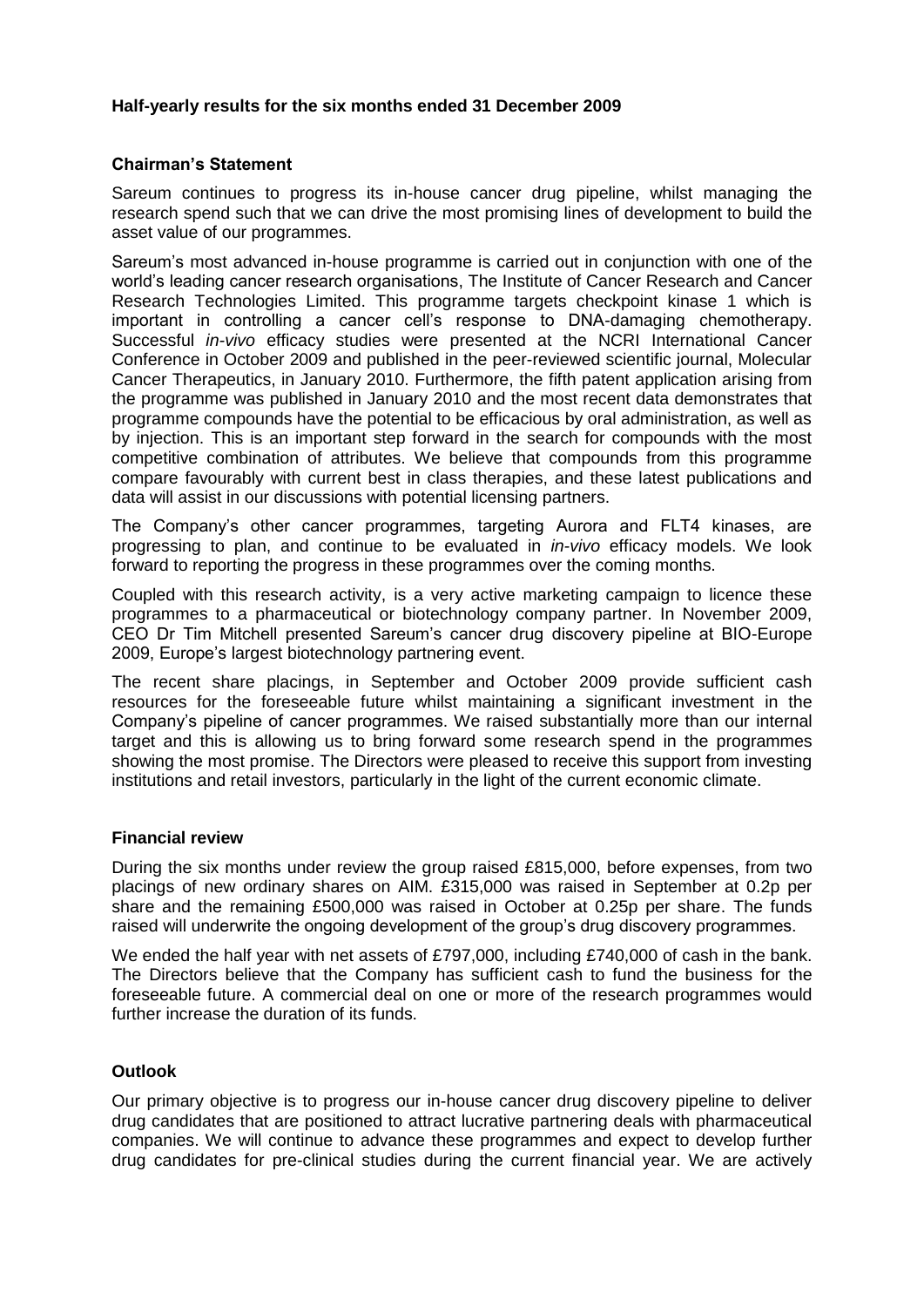## Half-yearly results for the six months ended 31 December 2009

### Chairman's Statement

Sareum continues to progress its in-house cancer drug pipeline, whilst managing the research spend such that we can drive the most promising lines of development to build the asset value of our programmes.

Sareum's most advanced in-house programme is carried out in conjunction with one of the world's leading cancer research organisations, The Institute of Cancer Research and Cancer Research Technologies Limited. This programme targets checkpoint kinase 1 which is important in controlling a cancer cell's response to DNA-damaging chemotherapy. Successful *in-vivo* efficacy studies were presented at the NCRI International Cancer Conference in October 2009 and published in the peer-reviewed scientific journal, Molecular Cancer Therapeutics, in January 2010. Furthermore, the fifth patent application arising from the programme was published in January 2010 and the most recent data demonstrates that programme compounds have the potential to be efficacious by oral administration, as well as by injection. This is an important step forward in the search for compounds with the most competitive combination of attributes. We believe that compounds from this programme compare favourably with current best in class therapies, and these latest publications and data will assist in our discussions with potential licensing partners.

The Company's other cancer programmes, targeting Aurora and FLT4 kinases, are progressing to plan, and continue to be evaluated in *in-vivo* efficacy models. We look forward to reporting the progress in these programmes over the coming months.

Coupled with this research activity, is a very active marketing campaign to licence these programmes to a pharmaceutical or biotechnology company partner. In November 2009, CEO Dr Tim Mitchell presented Sareum's cancer drug discovery pipeline at BIO-Europe 2009, Europe's largest biotechnology partnering event.

The recent share placings, in September and October 2009 provide sufficient cash resources for the foreseeable future whilst maintaining a significant investment in the Company's pipeline of cancer programmes. We raised substantially more than our internal target and this is allowing us to bring forward some research spend in the programmes showing the most promise. The Directors were pleased to receive this support from investing institutions and retail investors, particularly in the light of the current economic climate.

### Financial review

During the six months under review the group raised £815,000, before expenses, from two placings of new ordinary shares on AIM. £315,000 was raised in September at 0.2p per share and the remaining £500,000 was raised in October at 0.25p per share. The funds raised will underwrite the ongoing development of the group's drug discovery programmes.

We ended the half year with net assets of £797,000, including £740,000 of cash in the bank. The Directors believe that the Company has sufficient cash to fund the business for the foreseeable future. A commercial deal on one or more of the research programmes would further increase the duration of its funds.

### Outlook

Our primary objective is to progress our in-house cancer drug discovery pipeline to deliver drug candidates that are positioned to attract lucrative partnering deals with pharmaceutical companies. We will continue to advance these programmes and expect to develop further drug candidates for pre-clinical studies during the current financial year. We are actively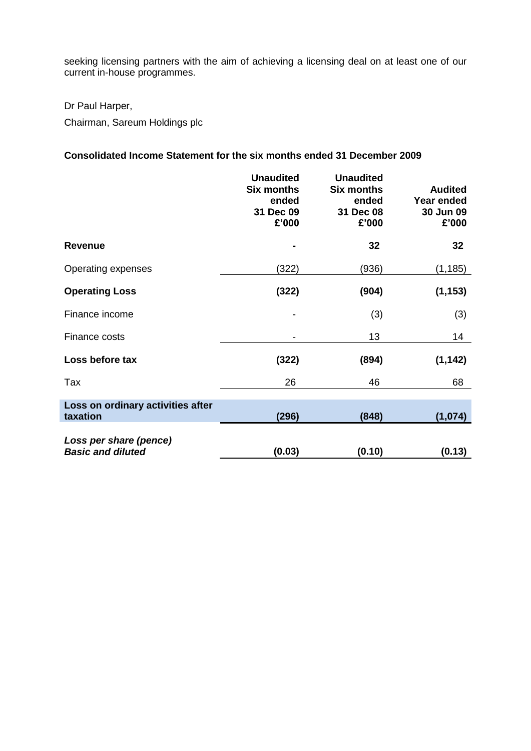seeking licensing partners with the aim of achieving a licensing deal on at least one of our current in-house programmes.

Dr Paul Harper,

Chairman, Sareum Holdings plc

**Consolidated Income Statement for the six months ended 31 December 2009**

| | **Unaudited Six months ended 31 Dec 09 £'000** | **Unaudited Six months ended 31 Dec 08 £'000** | **Audited Year ended 30 Jun 09 £'000** |
|---|---|---|---|
| **Revenue** | **-** | **32** | **32** |
| Operating expenses | (322) | (936) | (1,185) |
| **Operating Loss** | **(322)** | **(904)** | **(1,153)** |
| Finance income | - | (3) | (3) |
| Finance costs | - | 13 | 14 |
| **Loss before tax** | **(322)** | **(894)** | **(1,142)** |
| Tax | 26 | 46 | 68 |
| **Loss on ordinary activities after taxation** | **(296)** | **(848)** | **(1,074)** |
| ***Loss per share (pence) Basic and diluted*** | **(0.03)** | **(0.10)** | **(0.13)** |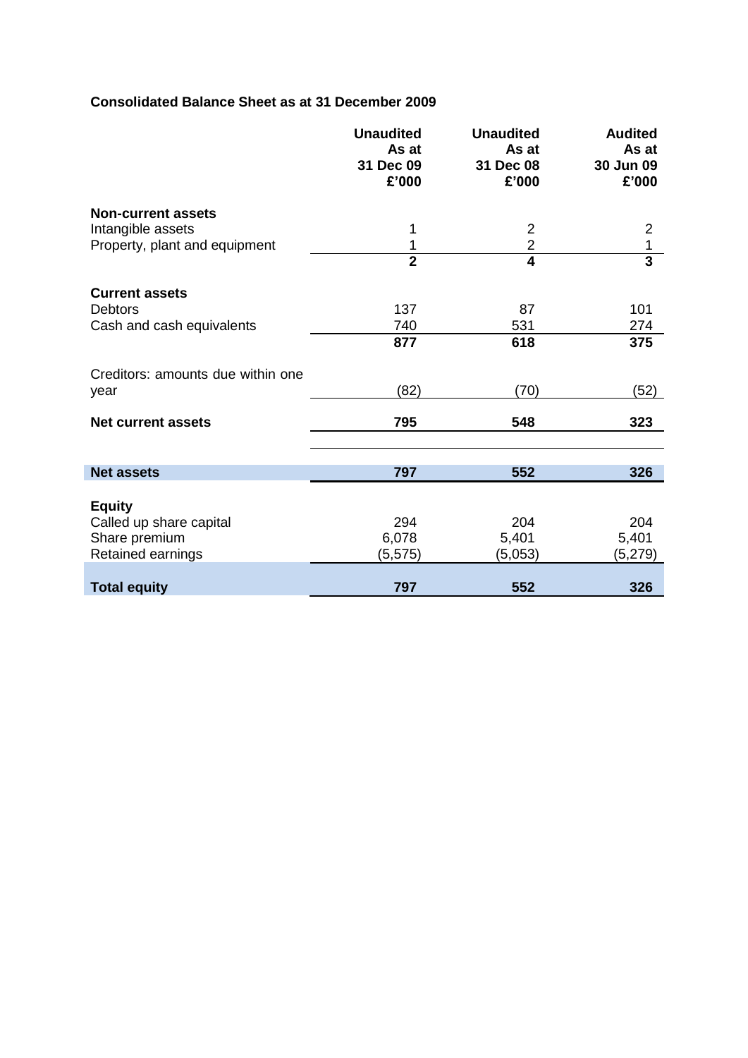**Consolidated Balance Sheet as at 31 December 2009**

| | Unaudited As at 31 Dec 09 £'000 | Unaudited As at 31 Dec 08 £'000 | Audited As at 30 Jun 09 £'000 |
|---|---|---|---|
| **Non-current assets** | | | |
| Intangible assets | 1 | 2 | 2 |
| Property, plant and equipment | 1 | 2 | 1 |
| | **2** | **4** | **3** |
| **Current assets** | | | |
| Debtors | 137 | 87 | 101 |
| Cash and cash equivalents | 740 | 531 | 274 |
| | **877** | **618** | **375** |
| Creditors: amounts due within one year | (82) | (70) | (52) |
| **Net current assets** | **795** | **548** | **323** |
| **Net assets** | **797** | **552** | **326** |
| **Equity** | | | |
| Called up share capital | 294 | 204 | 204 |
| Share premium | 6,078 | 5,401 | 5,401 |
| Retained earnings | (5,575) | (5,053) | (5,279) |
| **Total equity** | **797** | **552** | **326** |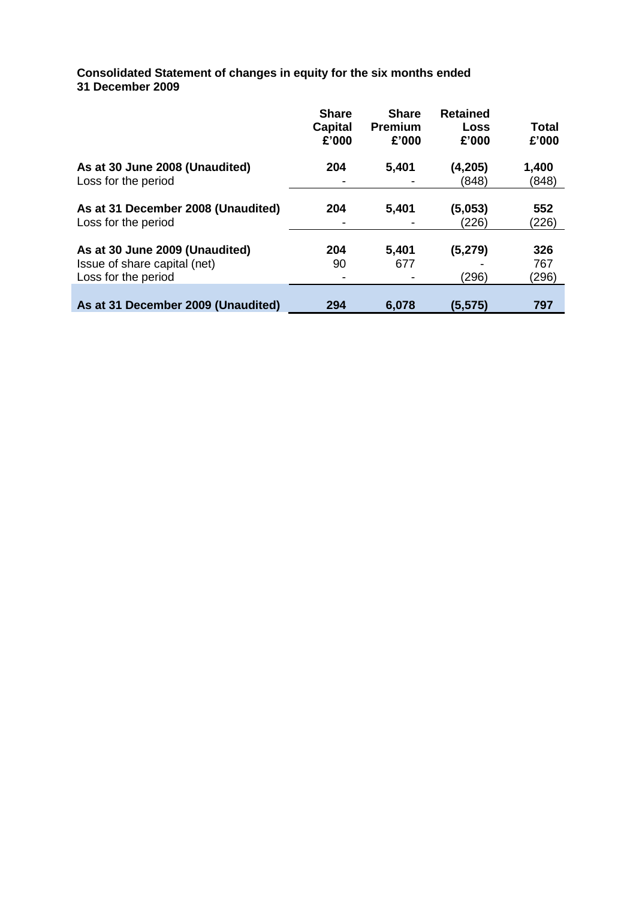**Consolidated Statement of changes in equity for the six months ended 31 December 2009**

| | Share Capital £'000 | Share Premium £'000 | Retained Loss £'000 | Total £'000 |
|---|---|---|---|---|
| **As at 30 June 2008 (Unaudited)** | **204** | **5,401** | **(4,205)** | **1,400** |
| Loss for the period | - | - | (848) | (848) |
| **As at 31 December 2008 (Unaudited)** | **204** | **5,401** | **(5,053)** | **552** |
| Loss for the period | - | - | (226) | (226) |
| **As at 30 June 2009 (Unaudited)** | **204** | **5,401** | **(5,279)** | **326** |
| Issue of share capital (net) | 90 | 677 | - | 767 |
| Loss for the period | - | - | (296) | (296) |
| **As at 31 December 2009 (Unaudited)** | **294** | **6,078** | **(5,575)** | **797** |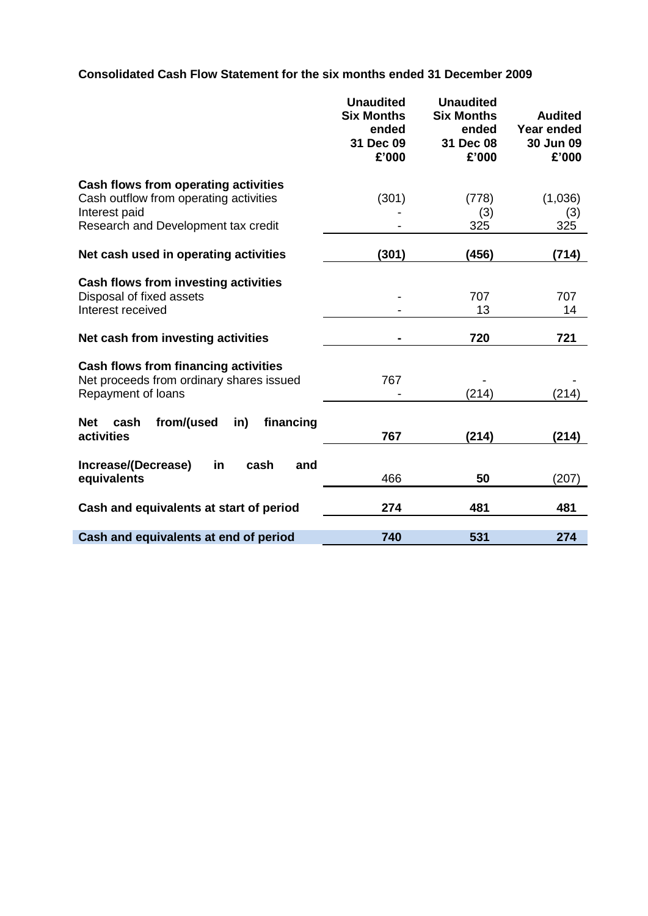**Consolidated Cash Flow Statement for the six months ended 31 December 2009**

| | Unaudited Six Months ended 31 Dec 09 £'000 | Unaudited Six Months ended 31 Dec 08 £'000 | Audited Year ended 30 Jun 09 £'000 |
|---|---|---|---|
| **Cash flows from operating activities** | | | |
| Cash outflow from operating activities | (301) | (778) | (1,036) |
| Interest paid | - | (3) | (3) |
| Research and Development tax credit | - | 325 | 325 |
| **Net cash used in operating activities** | **(301)** | **(456)** | **(714)** |
| **Cash flows from investing activities** | | | |
| Disposal of fixed assets | - | 707 | 707 |
| Interest received | - | 13 | 14 |
| **Net cash from investing activities** | **-** | **720** | **721** |
| **Cash flows from financing activities** | | | |
| Net proceeds from ordinary shares issued | 767 | - | - |
| Repayment of loans | - | (214) | (214) |
| **Net cash from/(used in) financing activities** | **767** | **(214)** | **(214)** |
| **Increase/(Decrease) in cash and equivalents** | 466 | **50** | (207) |
| **Cash and equivalents at start of period** | **274** | **481** | **481** |
| **Cash and equivalents at end of period** | **740** | **531** | **274** |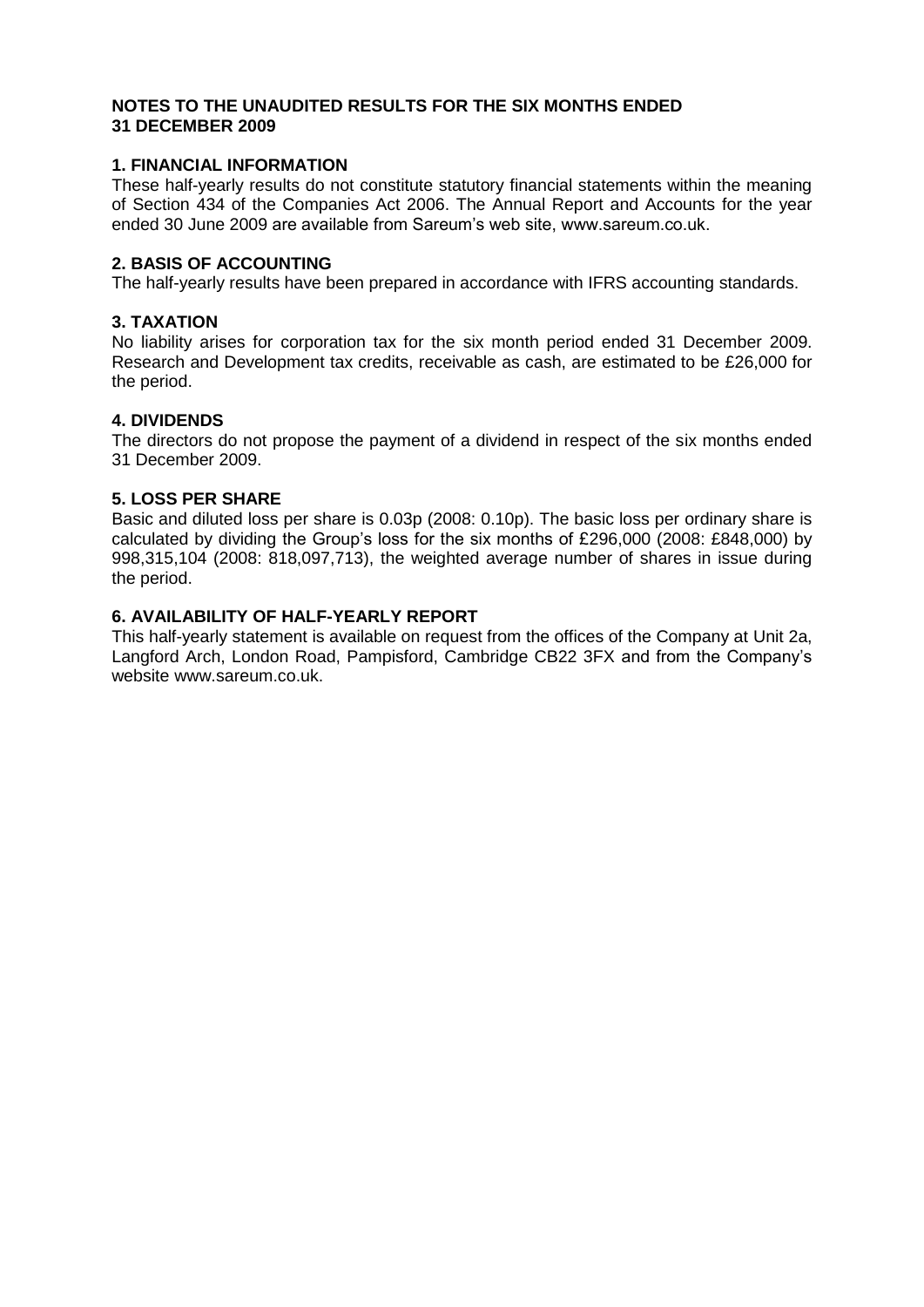**NOTES TO THE UNAUDITED RESULTS FOR THE SIX MONTHS ENDED 31 DECEMBER 2009**

### 1. FINANCIAL INFORMATION

These half-yearly results do not constitute statutory financial statements within the meaning of Section 434 of the Companies Act 2006. The Annual Report and Accounts for the year ended 30 June 2009 are available from Sareum's web site, www.sareum.co.uk.

### 2. BASIS OF ACCOUNTING

The half-yearly results have been prepared in accordance with IFRS accounting standards.

### 3. TAXATION

No liability arises for corporation tax for the six month period ended 31 December 2009. Research and Development tax credits, receivable as cash, are estimated to be £26,000 for the period.

### 4. DIVIDENDS

The directors do not propose the payment of a dividend in respect of the six months ended 31 December 2009.

### 5. LOSS PER SHARE

Basic and diluted loss per share is 0.03p (2008: 0.10p). The basic loss per ordinary share is calculated by dividing the Group's loss for the six months of £296,000 (2008: £848,000) by 998,315,104 (2008: 818,097,713), the weighted average number of shares in issue during the period.

### 6. AVAILABILITY OF HALF-YEARLY REPORT

This half-yearly statement is available on request from the offices of the Company at Unit 2a, Langford Arch, London Road, Pampisford, Cambridge CB22 3FX and from the Company's website www.sareum.co.uk.